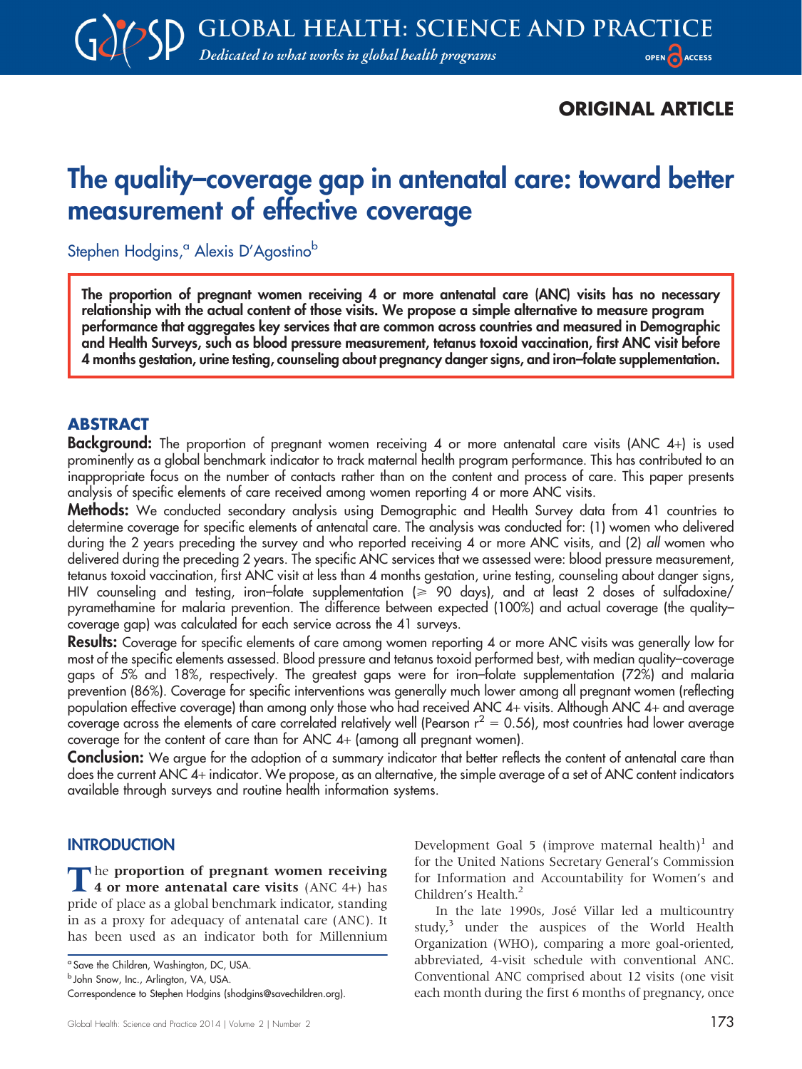ORIGINAL ARTICLE

# The quality–coverage gap in antenatal care: toward better measurement of effective coverage

Stephen Hodgins,[a] Alexis D'Agostino[b]

**The proportion of pregnant women receiving 4 or more antenatal care (ANC) visits has no necessary relationship with the actual content of those visits. We propose a simple alternative to measure program performance that aggregates key services that are common across countries and measured in Demographic and Health Surveys, such as blood pressure measurement, tetanus toxoid vaccination, first ANC visit before 4 months gestation, urine testing, counseling about pregnancy danger signs, and iron–folate supplementation.**

## ABSTRACT

**Background:** The proportion of pregnant women receiving 4 or more antenatal care visits (ANC 4+) is used prominently as a global benchmark indicator to track maternal health program performance. This has contributed to an inappropriate focus on the number of contacts rather than on the content and process of care. This paper presents analysis of specific elements of care received among women reporting 4 or more ANC visits.

**Methods:** We conducted secondary analysis using Demographic and Health Survey data from 41 countries to determine coverage for specific elements of antenatal care. The analysis was conducted for: (1) women who delivered during the 2 years preceding the survey and who reported receiving 4 or more ANC visits, and (2) *all* women who delivered during the preceding 2 years. The specific ANC services that we assessed were: blood pressure measurement, tetanus toxoid vaccination, first ANC visit at less than 4 months gestation, urine testing, counseling about danger signs, HIV counseling and testing, iron–folate supplementation ($\geqslant$ 90 days), and at least 2 doses of sulfadoxine/pyramethamine for malaria prevention. The difference between expected (100%) and actual coverage (the quality–coverage gap) was calculated for each service across the 41 surveys.

**Results:** Coverage for specific elements of care among women reporting 4 or more ANC visits was generally low for most of the specific elements assessed. Blood pressure and tetanus toxoid performed best, with median quality–coverage gaps of 5% and 18%, respectively. The greatest gaps were for iron–folate supplementation (72%) and malaria prevention (86%). Coverage for specific interventions was generally much lower among all pregnant women (reflecting population effective coverage) than among only those who had received ANC 4+ visits. Although ANC 4+ and average coverage across the elements of care correlated relatively well (Pearson $r^2 = 0.56$), most countries had lower average coverage for the content of care than for ANC 4+ (among all pregnant women).

**Conclusion:** We argue for the adoption of a summary indicator that better reflects the content of antenatal care than does the current ANC 4+ indicator. We propose, as an alternative, the simple average of a set of ANC content indicators available through surveys and routine health information systems.

## INTRODUCTION

The **proportion of pregnant women receiving 4 or more antenatal care visits** (ANC 4+) has pride of place as a global benchmark indicator, standing in as a proxy for adequacy of antenatal care (ANC). It has been used as an indicator both for Millennium Development Goal 5 (improve maternal health)[1] and for the United Nations Secretary General's Commission for Information and Accountability for Women's and Children's Health.[2]

In the late 1990s, José Villar led a multicountry study,[3] under the auspices of the World Health Organization (WHO), comparing a more goal-oriented, abbreviated, 4-visit schedule with conventional ANC. Conventional ANC comprised about 12 visits (one visit each month during the first 6 months of pregnancy, once

[a] Save the Children, Washington, DC, USA.
[b] John Snow, Inc., Arlington, VA, USA.
Correspondence to Stephen Hodgins (shodgins@savechildren.org).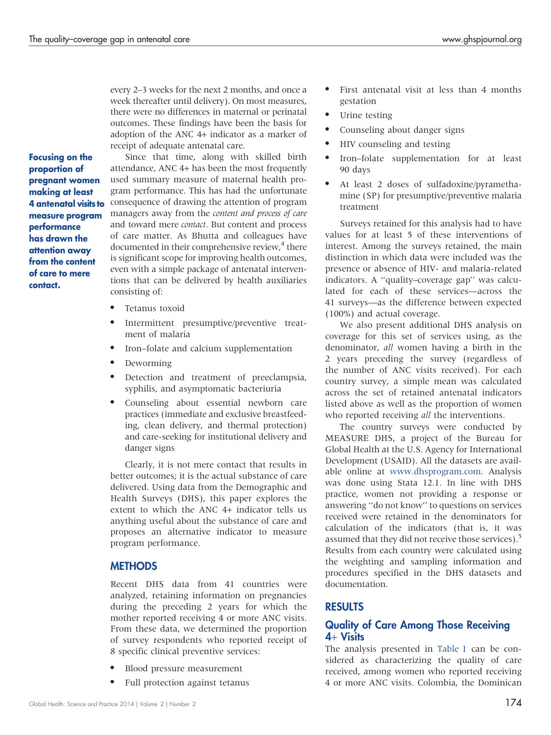every 2–3 weeks for the next 2 months, and once a week thereafter until delivery). On most measures, there were no differences in maternal or perinatal outcomes. These findings have been the basis for adoption of the ANC 4+ indicator as a marker of receipt of adequate antenatal care.

**Focusing on the proportion of pregnant women making at least 4 antenatal visits to measure program performance has drawn the attention away from the content of care to mere contact.**

Since that time, along with skilled birth attendance, ANC 4+ has been the most frequently used summary measure of maternal health program performance. This has had the unfortunate consequence of drawing the attention of program managers away from the *content and process of care* and toward mere *contact*. But content and process of care matter. As Bhutta and colleagues have documented in their comprehensive review,[4] there is significant scope for improving health outcomes, even with a simple package of antenatal interventions that can be delivered by health auxiliaries consisting of:

- Tetanus toxoid
- Intermittent presumptive/preventive treatment of malaria
- Iron–folate and calcium supplementation
- Deworming
- Detection and treatment of preeclampsia, syphilis, and asymptomatic bacteriuria
- Counseling about essential newborn care practices (immediate and exclusive breastfeeding, clean delivery, and thermal protection) and care-seeking for institutional delivery and danger signs

Clearly, it is not mere contact that results in better outcomes; it is the actual substance of care delivered. Using data from the Demographic and Health Surveys (DHS), this paper explores the extent to which the ANC 4+ indicator tells us anything useful about the substance of care and proposes an alternative indicator to measure program performance.

## METHODS

Recent DHS data from 41 countries were analyzed, retaining information on pregnancies during the preceding 2 years for which the mother reported receiving 4 or more ANC visits. From these data, we determined the proportion of survey respondents who reported receipt of 8 specific clinical preventive services:

- Blood pressure measurement
- Full protection against tetanus
- First antenatal visit at less than 4 months gestation
- Urine testing
- Counseling about danger signs
- HIV counseling and testing
- Iron–folate supplementation for at least 90 days
- At least 2 doses of sulfadoxine/pyramethamine (SP) for presumptive/preventive malaria treatment

Surveys retained for this analysis had to have values for at least 5 of these interventions of interest. Among the surveys retained, the main distinction in which data were included was the presence or absence of HIV- and malaria-related indicators. A "quality–coverage gap" was calculated for each of these services—across the 41 surveys—as the difference between expected (100%) and actual coverage.

We also present additional DHS analysis on coverage for this set of services using, as the denominator, *all* women having a birth in the 2 years preceding the survey (regardless of the number of ANC visits received). For each country survey, a simple mean was calculated across the set of retained antenatal indicators listed above as well as the proportion of women who reported receiving *all* the interventions.

The country surveys were conducted by MEASURE DHS, a project of the Bureau for Global Health at the U.S. Agency for International Development (USAID). All the datasets are available online at www.dhsprogram.com. Analysis was done using Stata 12.1. In line with DHS practice, women not providing a response or answering "do not know" to questions on services received were retained in the denominators for calculation of the indicators (that is, it was assumed that they did not receive those services).[5] Results from each country were calculated using the weighting and sampling information and procedures specified in the DHS datasets and documentation.

## RESULTS

### Quality of Care Among Those Receiving 4+ Visits

The analysis presented in Table 1 can be considered as characterizing the quality of care received, among women who reported receiving 4 or more ANC visits. Colombia, the Dominican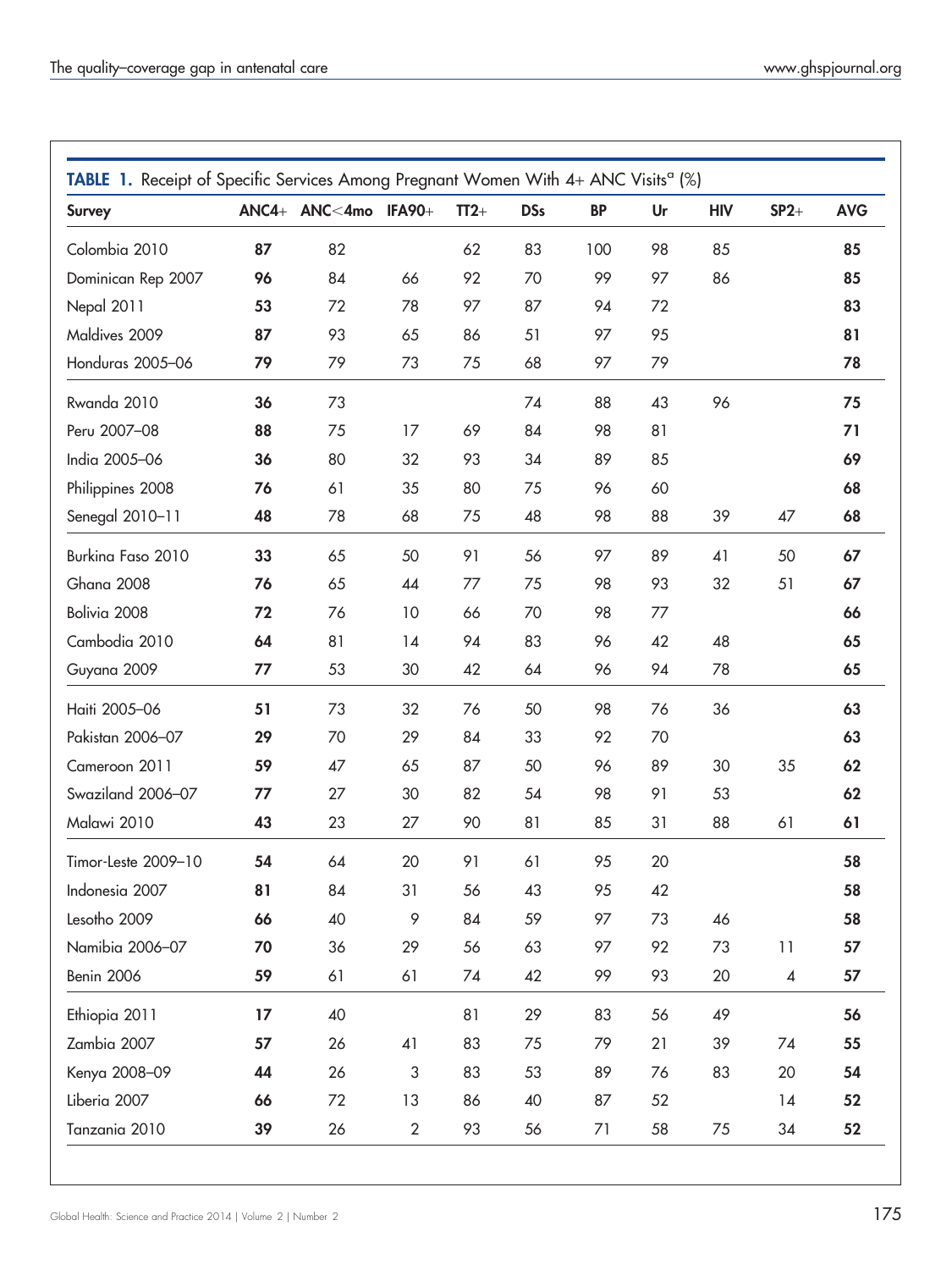**TABLE 1.** Receipt of Specific Services Among Pregnant Women With 4+ ANC Visits[a] (%)

| Survey | ANC4+ | ANC<4mo | IFA90+ | TT2+ | DSs | BP | Ur | HIV | SP2+ | AVG |
|---|---|---|---|---|---|---|---|---|---|---|
| Colombia 2010 | **87** | 82 | | 62 | 83 | 100 | 98 | 85 | | **85** |
| Dominican Rep 2007 | **96** | 84 | 66 | 92 | 70 | 99 | 97 | 86 | | **85** |
| Nepal 2011 | **53** | 72 | 78 | 97 | 87 | 94 | 72 | | | **83** |
| Maldives 2009 | **87** | 93 | 65 | 86 | 51 | 97 | 95 | | | **81** |
| Honduras 2005–06 | **79** | 79 | 73 | 75 | 68 | 97 | 79 | | | **78** |
| Rwanda 2010 | **36** | 73 | | | 74 | 88 | 43 | 96 | | **75** |
| Peru 2007–08 | **88** | 75 | 17 | 69 | 84 | 98 | 81 | | | **71** |
| India 2005–06 | **36** | 80 | 32 | 93 | 34 | 89 | 85 | | | **69** |
| Philippines 2008 | **76** | 61 | 35 | 80 | 75 | 96 | 60 | | | **68** |
| Senegal 2010–11 | **48** | 78 | 68 | 75 | 48 | 98 | 88 | 39 | 47 | **68** |
| Burkina Faso 2010 | **33** | 65 | 50 | 91 | 56 | 97 | 89 | 41 | 50 | **67** |
| Ghana 2008 | **76** | 65 | 44 | 77 | 75 | 98 | 93 | 32 | 51 | **67** |
| Bolivia 2008 | **72** | 76 | 10 | 66 | 70 | 98 | 77 | | | **66** |
| Cambodia 2010 | **64** | 81 | 14 | 94 | 83 | 96 | 42 | 48 | | **65** |
| Guyana 2009 | **77** | 53 | 30 | 42 | 64 | 96 | 94 | 78 | | **65** |
| Haiti 2005–06 | **51** | 73 | 32 | 76 | 50 | 98 | 76 | 36 | | **63** |
| Pakistan 2006–07 | **29** | 70 | 29 | 84 | 33 | 92 | 70 | | | **63** |
| Cameroon 2011 | **59** | 47 | 65 | 87 | 50 | 96 | 89 | 30 | 35 | **62** |
| Swaziland 2006–07 | **77** | 27 | 30 | 82 | 54 | 98 | 91 | 53 | | **62** |
| Malawi 2010 | **43** | 23 | 27 | 90 | 81 | 85 | 31 | 88 | 61 | **61** |
| Timor-Leste 2009–10 | **54** | 64 | 20 | 91 | 61 | 95 | 20 | | | **58** |
| Indonesia 2007 | **81** | 84 | 31 | 56 | 43 | 95 | 42 | | | **58** |
| Lesotho 2009 | **66** | 40 | 9 | 84 | 59 | 97 | 73 | 46 | | **58** |
| Namibia 2006–07 | **70** | 36 | 29 | 56 | 63 | 97 | 92 | 73 | 11 | **57** |
| Benin 2006 | **59** | 61 | 61 | 74 | 42 | 99 | 93 | 20 | 4 | **57** |
| Ethiopia 2011 | **17** | 40 | | 81 | 29 | 83 | 56 | 49 | | **56** |
| Zambia 2007 | **57** | 26 | 41 | 83 | 75 | 79 | 21 | 39 | 74 | **55** |
| Kenya 2008–09 | **44** | 26 | 3 | 83 | 53 | 89 | 76 | 83 | 20 | **54** |
| Liberia 2007 | **66** | 72 | 13 | 86 | 40 | 87 | 52 | | 14 | **52** |
| Tanzania 2010 | **39** | 26 | 2 | 93 | 56 | 71 | 58 | 75 | 34 | **52** |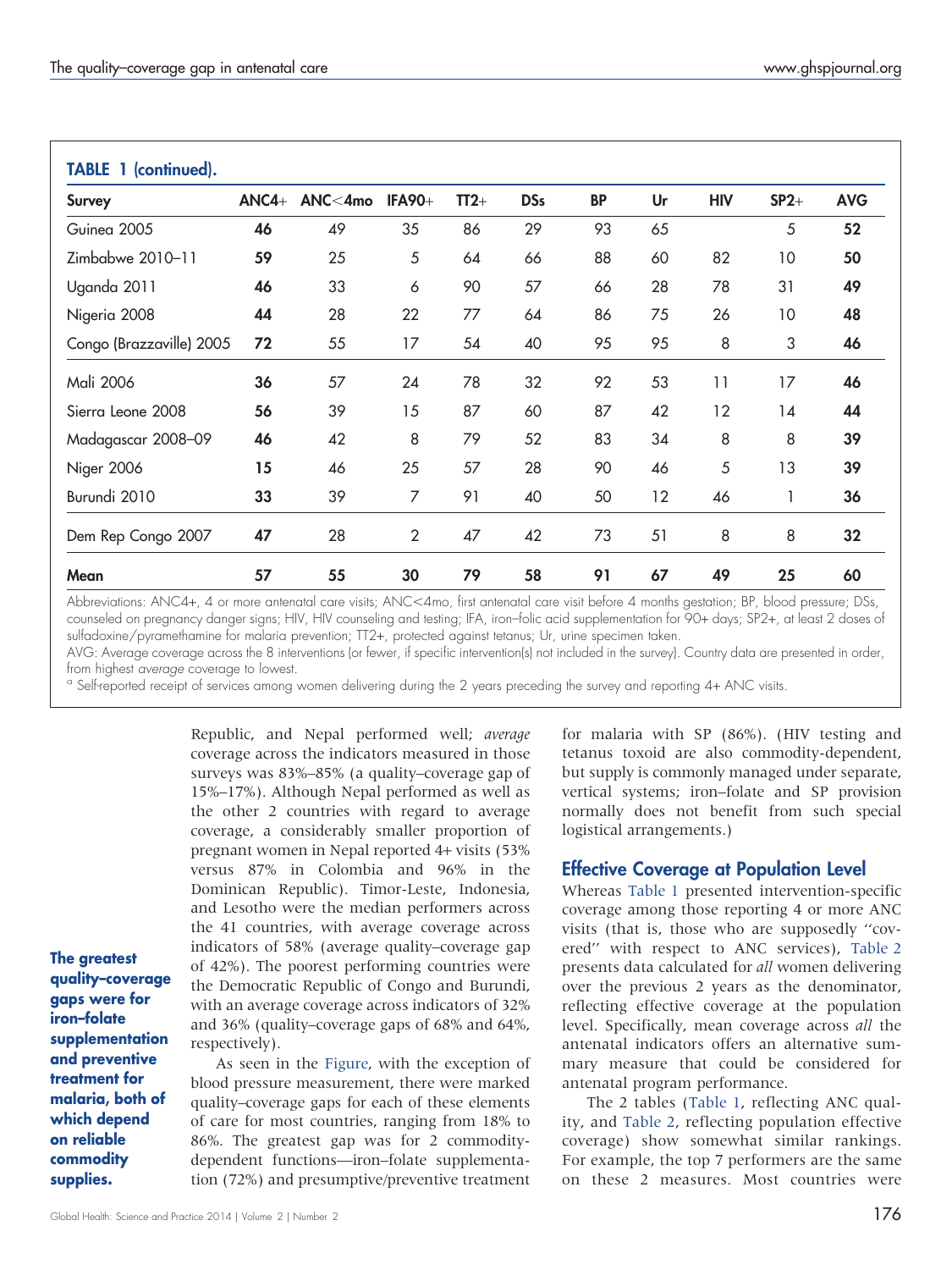**TABLE 1 (continued).**

| Survey | ANC4+ | ANC<4mo | IFA90+ | TT2+ | DSs | BP | Ur | HIV | SP2+ | AVG |
|---|---|---|---|---|---|---|---|---|---|---|
| Guinea 2005 | **46** | 49 | 35 | 86 | 29 | 93 | 65 | | 5 | **52** |
| Zimbabwe 2010–11 | **59** | 25 | 5 | 64 | 66 | 88 | 60 | 82 | 10 | **50** |
| Uganda 2011 | **46** | 33 | 6 | 90 | 57 | 66 | 28 | 78 | 31 | **49** |
| Nigeria 2008 | **44** | 28 | 22 | 77 | 64 | 86 | 75 | 26 | 10 | **48** |
| Congo (Brazzaville) 2005 | **72** | 55 | 17 | 54 | 40 | 95 | 95 | 8 | 3 | **46** |
| Mali 2006 | **36** | 57 | 24 | 78 | 32 | 92 | 53 | 11 | 17 | **46** |
| Sierra Leone 2008 | **56** | 39 | 15 | 87 | 60 | 87 | 42 | 12 | 14 | **44** |
| Madagascar 2008–09 | **46** | 42 | 8 | 79 | 52 | 83 | 34 | 8 | 8 | **39** |
| Niger 2006 | **15** | 46 | 25 | 57 | 28 | 90 | 46 | 5 | 13 | **39** |
| Burundi 2010 | **33** | 39 | 7 | 91 | 40 | 50 | 12 | 46 | 1 | **36** |
| Dem Rep Congo 2007 | **47** | 28 | 2 | 47 | 42 | 73 | 51 | 8 | 8 | **32** |
| **Mean** | **57** | **55** | **30** | **79** | **58** | **91** | **67** | **49** | **25** | **60** |

Abbreviations: ANC4+, 4 or more antenatal care visits; ANC<4mo, first antenatal care visit before 4 months gestation; BP, blood pressure; DSs, counseled on pregnancy danger signs; HIV, HIV counseling and testing; IFA, iron–folic acid supplementation for 90+ days; SP2+, at least 2 doses of sulfadoxine/pyramethamine for malaria prevention; TT2+, protected against tetanus; Ur, urine specimen taken.

AVG: Average coverage across the 8 interventions (or fewer, if specific intervention(s) not included in the survey). Country data are presented in order, from highest *average* coverage to lowest.

[a] Self-reported receipt of services among women delivering during the 2 years preceding the survey and reporting 4+ ANC visits.

Republic, and Nepal performed well; *average* coverage across the indicators measured in those surveys was 83%–85% (a quality–coverage gap of 15%–17%). Although Nepal performed as well as the other 2 countries with regard to average coverage, a considerably smaller proportion of pregnant women in Nepal reported 4+ visits (53% versus 87% in Colombia and 96% in the Dominican Republic). Timor-Leste, Indonesia, and Lesotho were the median performers across the 41 countries, with average coverage across indicators of 58% (average quality–coverage gap of 42%). The poorest performing countries were the Democratic Republic of Congo and Burundi, with an average coverage across indicators of 32% and 36% (quality–coverage gaps of 68% and 64%, respectively).

**The greatest quality–coverage gaps were for iron–folate supplementation and preventive treatment for malaria, both of which depend on reliable commodity supplies.**

As seen in the Figure, with the exception of blood pressure measurement, there were marked quality–coverage gaps for each of these elements of care for most countries, ranging from 18% to 86%. The greatest gap was for 2 commodity-dependent functions—iron–folate supplementation (72%) and presumptive/preventive treatment for malaria with SP (86%). (HIV testing and tetanus toxoid are also commodity-dependent, but supply is commonly managed under separate, vertical systems; iron–folate and SP provision normally does not benefit from such special logistical arrangements.)

## Effective Coverage at Population Level

Whereas Table 1 presented intervention-specific coverage among those reporting 4 or more ANC visits (that is, those who are supposedly "covered" with respect to ANC services), Table 2 presents data calculated for *all* women delivering over the previous 2 years as the denominator, reflecting effective coverage at the population level. Specifically, mean coverage across *all* the antenatal indicators offers an alternative summary measure that could be considered for antenatal program performance.

The 2 tables (Table 1, reflecting ANC quality, and Table 2, reflecting population effective coverage) show somewhat similar rankings. For example, the top 7 performers are the same on these 2 measures. Most countries were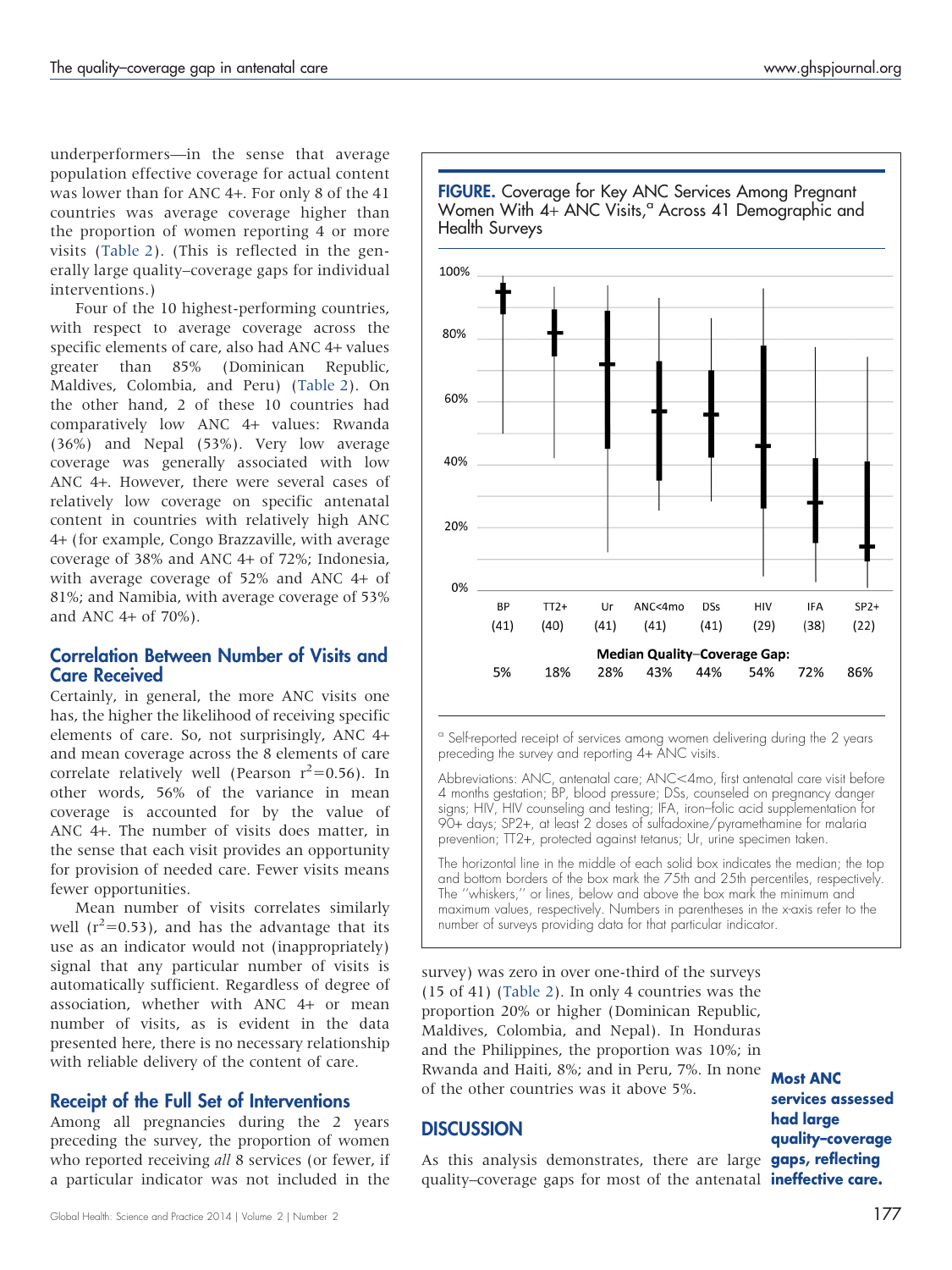underperformers—in the sense that average population effective coverage for actual content was lower than for ANC 4+. For only 8 of the 41 countries was average coverage higher than the proportion of women reporting 4 or more visits (Table 2). (This is reflected in the generally large quality–coverage gaps for individual interventions.)

Four of the 10 highest-performing countries, with respect to average coverage across the specific elements of care, also had ANC 4+ values greater than 85% (Dominican Republic, Maldives, Colombia, and Peru) (Table 2). On the other hand, 2 of these 10 countries had comparatively low ANC 4+ values: Rwanda (36%) and Nepal (53%). Very low average coverage was generally associated with low ANC 4+. However, there were several cases of relatively low coverage on specific antenatal content in countries with relatively high ANC 4+ (for example, Congo Brazzaville, with average coverage of 38% and ANC 4+ of 72%; Indonesia, with average coverage of 52% and ANC 4+ of 81%; and Namibia, with average coverage of 53% and ANC 4+ of 70%).

## Correlation Between Number of Visits and Care Received

Certainly, in general, the more ANC visits one has, the higher the likelihood of receiving specific elements of care. So, not surprisingly, ANC 4+ and mean coverage across the 8 elements of care correlate relatively well (Pearson $r^2$=0.56). In other words, 56% of the variance in mean coverage is accounted for by the value of ANC 4+. The number of visits does matter, in the sense that each visit provides an opportunity for provision of needed care. Fewer visits means fewer opportunities.

Mean number of visits correlates similarly well ($r^2$=0.53), and has the advantage that its use as an indicator would not (inappropriately) signal that any particular number of visits is automatically sufficient. Regardless of degree of association, whether with ANC 4+ or mean number of visits, as is evident in the data presented here, there is no necessary relationship with reliable delivery of the content of care.

## Receipt of the Full Set of Interventions

Among all pregnancies during the 2 years preceding the survey, the proportion of women who reported receiving *all* 8 services (or fewer, if a particular indicator was not included in the survey) was zero in over one-third of the surveys (15 of 41) (Table 2). In only 4 countries was the proportion 20% or higher (Dominican Republic, Maldives, Colombia, and Nepal). In Honduras and the Philippines, the proportion was 10%; in Rwanda and Haiti, 8%; and in Peru, 7%. In none of the other countries was it above 5%.

**FIGURE.** Coverage for Key ANC Services Among Pregnant Women With 4+ ANC Visits,[a] Across 41 Demographic and Health Surveys

| | BP (41) | TT2+ (40) | Ur (41) | ANC<4mo (41) | DSs (41) | HIV (29) | IFA (38) | SP2+ (22) |
|---|---|---|---|---|---|---|---|---|
| Median Quality–Coverage Gap: | 5% | 18% | 28% | 43% | 44% | 54% | 72% | 86% |

[a] Self-reported receipt of services among women delivering during the 2 years preceding the survey and reporting 4+ ANC visits.

Abbreviations: ANC, antenatal care; ANC<4mo, first antenatal care visit before 4 months gestation; BP, blood pressure; DSs, counseled on pregnancy danger signs; HIV, HIV counseling and testing; IFA, iron–folic acid supplementation for 90+ days; SP2+, at least 2 doses of sulfadoxine/pyramethamine for malaria prevention; TT2+, protected against tetanus; Ur, urine specimen taken.

The horizontal line in the middle of each solid box indicates the median; the top and bottom borders of the box mark the 75th and 25th percentiles, respectively. The "whiskers," or lines, below and above the box mark the minimum and maximum values, respectively. Numbers in parentheses in the x-axis refer to the number of surveys providing data for that particular indicator.

**Most ANC services assessed had large quality–coverage gaps, reflecting ineffective care.**

## DISCUSSION

As this analysis demonstrates, there are large quality–coverage gaps for most of the antenatal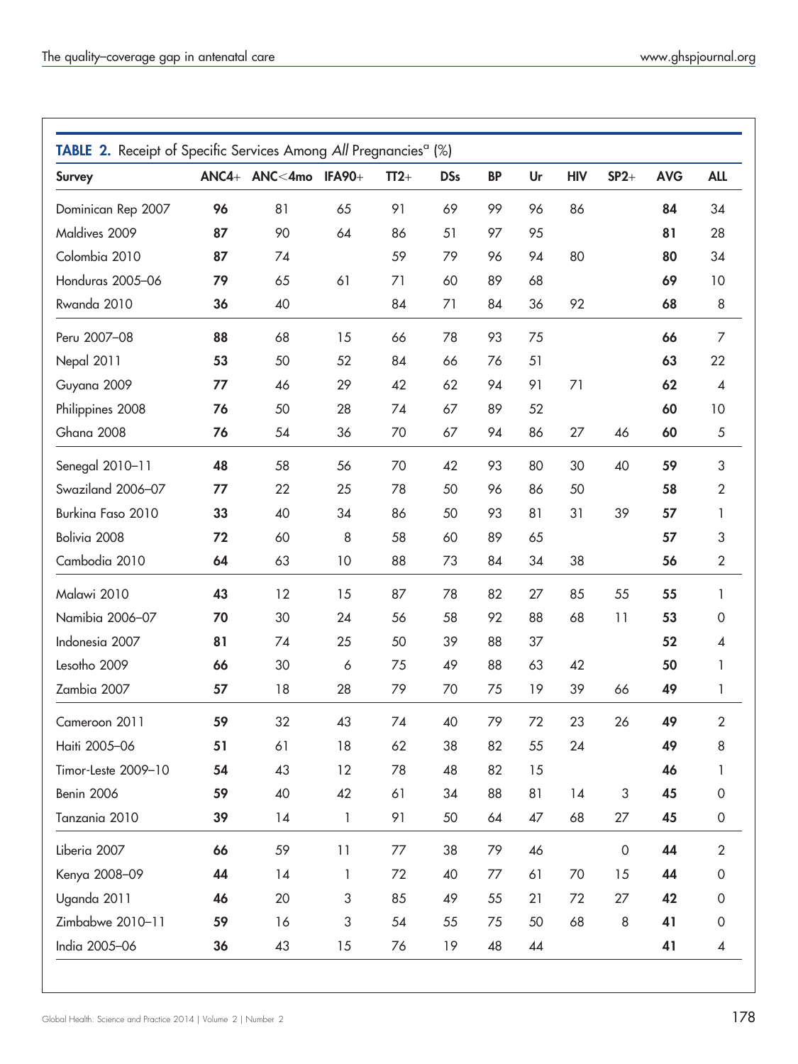**TABLE 2.** Receipt of Specific Services Among *All* Pregnancies[a] (%)

| Survey | ANC4+ | ANC<4mo | IFA90+ | TT2+ | DSs | BP | Ur | HIV | SP2+ | AVG | ALL |
|---|---|---|---|---|---|---|---|---|---|---|---|
| Dominican Rep 2007 | **96** | 81 | 65 | 91 | 69 | 99 | 96 | 86 | | **84** | 34 |
| Maldives 2009 | **87** | 90 | 64 | 86 | 51 | 97 | 95 | | | **81** | 28 |
| Colombia 2010 | **87** | 74 | | 59 | 79 | 96 | 94 | 80 | | **80** | 34 |
| Honduras 2005–06 | **79** | 65 | 61 | 71 | 60 | 89 | 68 | | | **69** | 10 |
| Rwanda 2010 | **36** | 40 | | 84 | 71 | 84 | 36 | 92 | | **68** | 8 |
| Peru 2007–08 | **88** | 68 | 15 | 66 | 78 | 93 | 75 | | | **66** | 7 |
| Nepal 2011 | **53** | 50 | 52 | 84 | 66 | 76 | 51 | | | **63** | 22 |
| Guyana 2009 | **77** | 46 | 29 | 42 | 62 | 94 | 91 | 71 | | **62** | 4 |
| Philippines 2008 | **76** | 50 | 28 | 74 | 67 | 89 | 52 | | | **60** | 10 |
| Ghana 2008 | **76** | 54 | 36 | 70 | 67 | 94 | 86 | 27 | 46 | **60** | 5 |
| Senegal 2010–11 | **48** | 58 | 56 | 70 | 42 | 93 | 80 | 30 | 40 | **59** | 3 |
| Swaziland 2006–07 | **77** | 22 | 25 | 78 | 50 | 96 | 86 | 50 | | **58** | 2 |
| Burkina Faso 2010 | **33** | 40 | 34 | 86 | 50 | 93 | 81 | 31 | 39 | **57** | 1 |
| Bolivia 2008 | **72** | 60 | 8 | 58 | 60 | 89 | 65 | | | **57** | 3 |
| Cambodia 2010 | **64** | 63 | 10 | 88 | 73 | 84 | 34 | 38 | | **56** | 2 |
| Malawi 2010 | **43** | 12 | 15 | 87 | 78 | 82 | 27 | 85 | 55 | **55** | 1 |
| Namibia 2006–07 | **70** | 30 | 24 | 56 | 58 | 92 | 88 | 68 | 11 | **53** | 0 |
| Indonesia 2007 | **81** | 74 | 25 | 50 | 39 | 88 | 37 | | | **52** | 4 |
| Lesotho 2009 | **66** | 30 | 6 | 75 | 49 | 88 | 63 | 42 | | **50** | 1 |
| Zambia 2007 | **57** | 18 | 28 | 79 | 70 | 75 | 19 | 39 | 66 | **49** | 1 |
| Cameroon 2011 | **59** | 32 | 43 | 74 | 40 | 79 | 72 | 23 | 26 | **49** | 2 |
| Haiti 2005–06 | **51** | 61 | 18 | 62 | 38 | 82 | 55 | 24 | | **49** | 8 |
| Timor-Leste 2009–10 | **54** | 43 | 12 | 78 | 48 | 82 | 15 | | | **46** | 1 |
| Benin 2006 | **59** | 40 | 42 | 61 | 34 | 88 | 81 | 14 | 3 | **45** | 0 |
| Tanzania 2010 | **39** | 14 | 1 | 91 | 50 | 64 | 47 | 68 | 27 | **45** | 0 |
| Liberia 2007 | **66** | 59 | 11 | 77 | 38 | 79 | 46 | | 0 | **44** | 2 |
| Kenya 2008–09 | **44** | 14 | 1 | 72 | 40 | 77 | 61 | 70 | 15 | **44** | 0 |
| Uganda 2011 | **46** | 20 | 3 | 85 | 49 | 55 | 21 | 72 | 27 | **42** | 0 |
| Zimbabwe 2010–11 | **59** | 16 | 3 | 54 | 55 | 75 | 50 | 68 | 8 | **41** | 0 |
| India 2005–06 | **36** | 43 | 15 | 76 | 19 | 48 | 44 | | | **41** | 4 |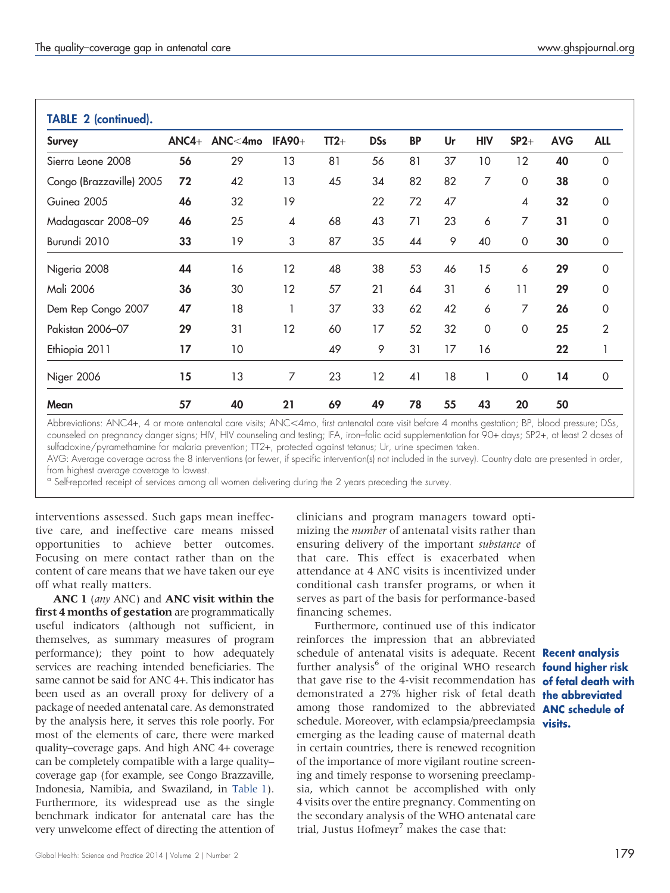**TABLE 2 (continued).**

| Survey | ANC4+ | ANC<4mo | IFA90+ | TT2+ | DSs | BP | Ur | HIV | SP2+ | AVG | ALL |
|---|---|---|---|---|---|---|---|---|---|---|---|
| Sierra Leone 2008 | **56** | 29 | 13 | 81 | 56 | 81 | 37 | 10 | 12 | **40** | 0 |
| Congo (Brazzaville) 2005 | **72** | 42 | 13 | 45 | 34 | 82 | 82 | 7 | 0 | **38** | 0 |
| Guinea 2005 | **46** | 32 | 19 | | 22 | 72 | 47 | | 4 | **32** | 0 |
| Madagascar 2008–09 | **46** | 25 | 4 | 68 | 43 | 71 | 23 | 6 | 7 | **31** | 0 |
| Burundi 2010 | **33** | 19 | 3 | 87 | 35 | 44 | 9 | 40 | 0 | **30** | 0 |
| Nigeria 2008 | **44** | 16 | 12 | 48 | 38 | 53 | 46 | 15 | 6 | **29** | 0 |
| Mali 2006 | **36** | 30 | 12 | 57 | 21 | 64 | 31 | 6 | 11 | **29** | 0 |
| Dem Rep Congo 2007 | **47** | 18 | 1 | 37 | 33 | 62 | 42 | 6 | 7 | **26** | 0 |
| Pakistan 2006–07 | **29** | 31 | 12 | 60 | 17 | 52 | 32 | 0 | 0 | **25** | 2 |
| Ethiopia 2011 | **17** | 10 | | 49 | 9 | 31 | 17 | 16 | | **22** | 1 |
| Niger 2006 | **15** | 13 | 7 | 23 | 12 | 41 | 18 | 1 | 0 | **14** | 0 |
| **Mean** | **57** | **40** | **21** | **69** | **49** | **78** | **55** | **43** | **20** | **50** | |

Abbreviations: ANC4+, 4 or more antenatal care visits; ANC<4mo, first antenatal care visit before 4 months gestation; BP, blood pressure; DSs, counseled on pregnancy danger signs; HIV, HIV counseling and testing; IFA, iron–folic acid supplementation for 90+ days; SP2+, at least 2 doses of sulfadoxine/pyramethamine for malaria prevention; TT2+, protected against tetanus; Ur, urine specimen taken.

AVG: Average coverage across the 8 interventions (or fewer, if specific intervention(s) not included in the survey). Country data are presented in order, from highest *average* coverage to lowest.

[a] Self-reported receipt of services among all women delivering during the 2 years preceding the survey.

interventions assessed. Such gaps mean ineffective care, and ineffective care means missed opportunities to achieve better outcomes. Focusing on mere contact rather than on the content of care means that we have taken our eye off what really matters.

**ANC 1** (*any* ANC) and **ANC visit within the first 4 months of gestation** are programmatically useful indicators (although not sufficient, in themselves, as summary measures of program performance); they point to how adequately services are reaching intended beneficiaries. The same cannot be said for ANC 4+. This indicator has been used as an overall proxy for delivery of a package of needed antenatal care. As demonstrated by the analysis here, it serves this role poorly. For most of the elements of care, there were marked quality–coverage gaps. And high ANC 4+ coverage can be completely compatible with a large quality–coverage gap (for example, see Congo Brazzaville, Indonesia, Namibia, and Swaziland, in Table 1). Furthermore, its widespread use as the single benchmark indicator for antenatal care has the very unwelcome effect of directing the attention of clinicians and program managers toward optimizing the *number* of antenatal visits rather than ensuring delivery of the important *substance* of that care. This effect is exacerbated when attendance at 4 ANC visits is incentivized under conditional cash transfer programs, or when it serves as part of the basis for performance-based financing schemes.

Furthermore, continued use of this indicator reinforces the impression that an abbreviated schedule of antenatal visits is adequate. Recent further analysis[6] of the original WHO research that gave rise to the 4-visit recommendation has demonstrated a 27% higher risk of fetal death among those randomized to the abbreviated schedule. Moreover, with eclampsia/preeclampsia emerging as the leading cause of maternal death in certain countries, there is renewed recognition of the importance of more vigilant routine screening and timely response to worsening preeclampsia, which cannot be accomplished with only 4 visits over the entire pregnancy. Commenting on the secondary analysis of the WHO antenatal care trial, Justus Hofmeyr[7] makes the case that:

**Recent analysis found higher risk of fetal death with the abbreviated ANC schedule of visits.**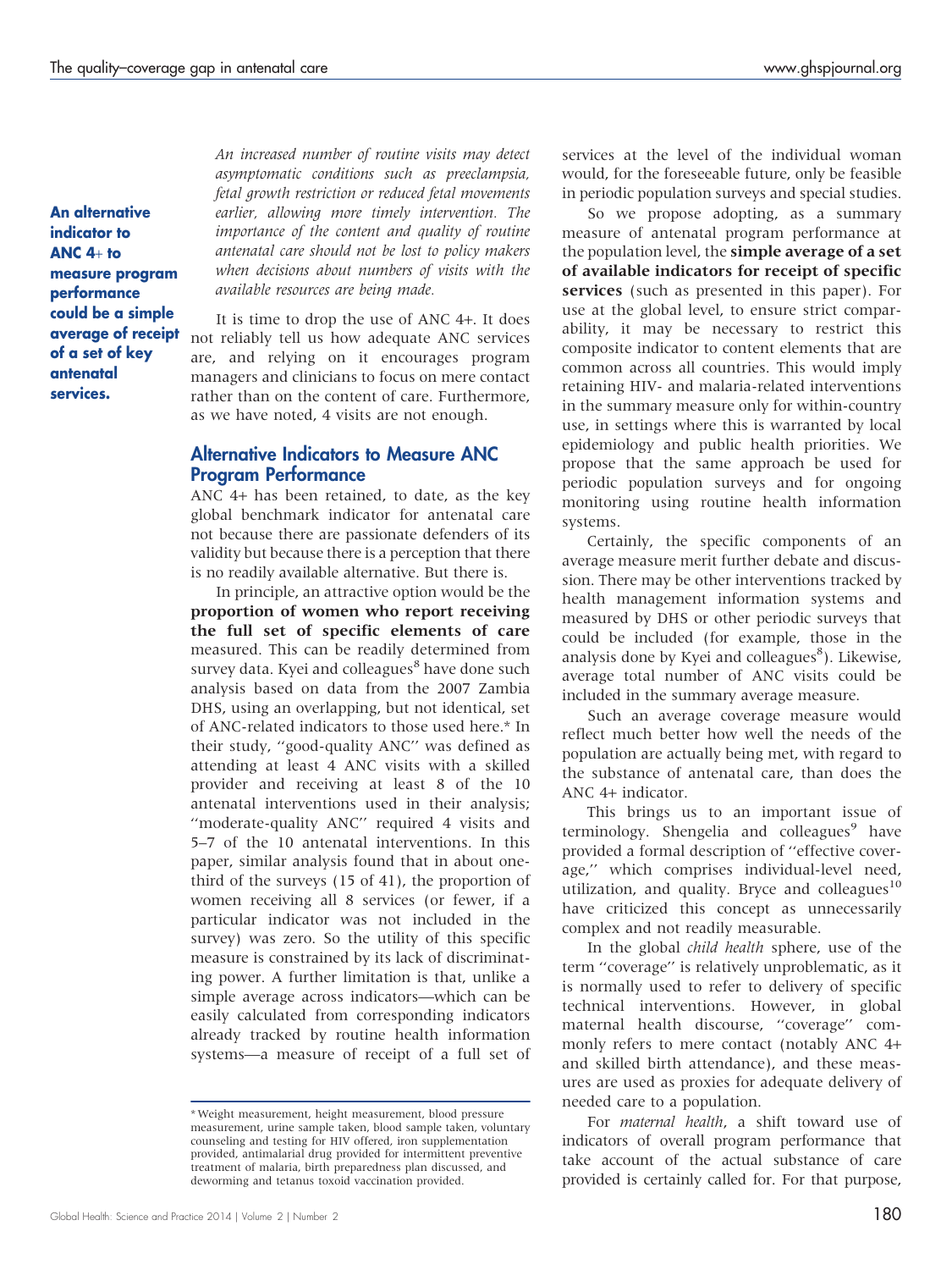**An alternative indicator to ANC 4+ to measure program performance could be a simple average of receipt of a set of key antenatal services.**

*An increased number of routine visits may detect asymptomatic conditions such as preeclampsia, fetal growth restriction or reduced fetal movements earlier, allowing more timely intervention. The importance of the content and quality of routine antenatal care should not be lost to policy makers when decisions about numbers of visits with the available resources are being made.*

It is time to drop the use of ANC 4+. It does not reliably tell us how adequate ANC services are, and relying on it encourages program managers and clinicians to focus on mere contact rather than on the content of care. Furthermore, as we have noted, 4 visits are not enough.

## Alternative Indicators to Measure ANC Program Performance

ANC 4+ has been retained, to date, as the key global benchmark indicator for antenatal care not because there are passionate defenders of its validity but because there is a perception that there is no readily available alternative. But there is.

In principle, an attractive option would be the **proportion of women who report receiving the full set of specific elements of care** measured. This can be readily determined from survey data. Kyei and colleagues[8] have done such analysis based on data from the 2007 Zambia DHS, using an overlapping, but not identical, set of ANC-related indicators to those used here.* In their study, ''good-quality ANC'' was defined as attending at least 4 ANC visits with a skilled provider and receiving at least 8 of the 10 antenatal interventions used in their analysis; ''moderate-quality ANC'' required 4 visits and 5–7 of the 10 antenatal interventions. In this paper, similar analysis found that in about one-third of the surveys (15 of 41), the proportion of women receiving all 8 services (or fewer, if a particular indicator was not included in the survey) was zero. So the utility of this specific measure is constrained by its lack of discriminating power. A further limitation is that, unlike a simple average across indicators—which can be easily calculated from corresponding indicators already tracked by routine health information systems—a measure of receipt of a full set of services at the level of the individual woman would, for the foreseeable future, only be feasible in periodic population surveys and special studies.

So we propose adopting, as a summary measure of antenatal program performance at the population level, the **simple average of a set of available indicators for receipt of specific services** (such as presented in this paper). For use at the global level, to ensure strict comparability, it may be necessary to restrict this composite indicator to content elements that are common across all countries. This would imply retaining HIV- and malaria-related interventions in the summary measure only for within-country use, in settings where this is warranted by local epidemiology and public health priorities. We propose that the same approach be used for periodic population surveys and for ongoing monitoring using routine health information systems.

Certainly, the specific components of an average measure merit further debate and discussion. There may be other interventions tracked by health management information systems and measured by DHS or other periodic surveys that could be included (for example, those in the analysis done by Kyei and colleagues[8]). Likewise, average total number of ANC visits could be included in the summary average measure.

Such an average coverage measure would reflect much better how well the needs of the population are actually being met, with regard to the substance of antenatal care, than does the ANC 4+ indicator.

This brings us to an important issue of terminology. Shengelia and colleagues[9] have provided a formal description of ''effective coverage,'' which comprises individual-level need, utilization, and quality. Bryce and colleagues[10] have criticized this concept as unnecessarily complex and not readily measurable.

In the global *child health* sphere, use of the term ''coverage'' is relatively unproblematic, as it is normally used to refer to delivery of specific technical interventions. However, in global maternal health discourse, ''coverage'' commonly refers to mere contact (notably ANC 4+ and skilled birth attendance), and these measures are used as proxies for adequate delivery of needed care to a population.

For *maternal health*, a shift toward use of indicators of overall program performance that take account of the actual substance of care provided is certainly called for. For that purpose,

---

* Weight measurement, height measurement, blood pressure measurement, urine sample taken, blood sample taken, voluntary counseling and testing for HIV offered, iron supplementation provided, antimalarial drug provided for intermittent preventive treatment of malaria, birth preparedness plan discussed, and deworming and tetanus toxoid vaccination provided.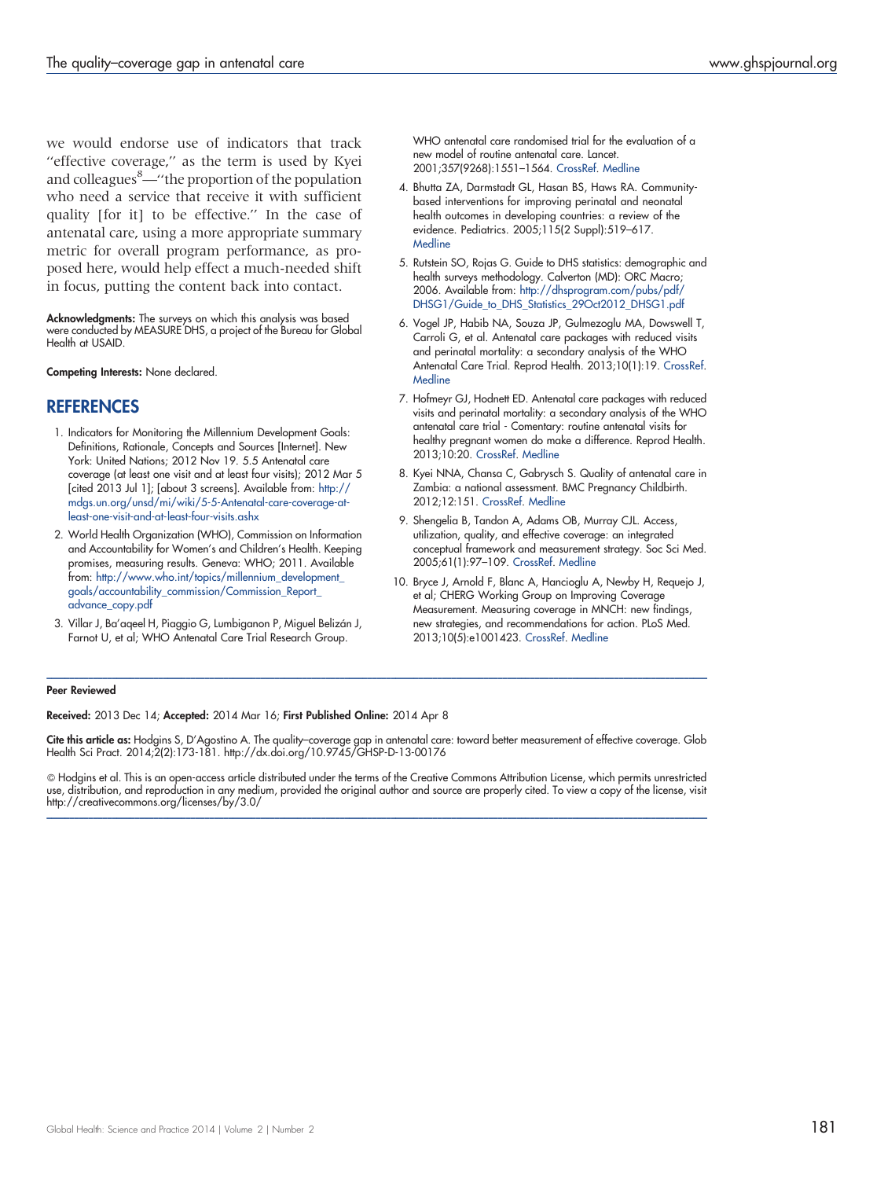we would endorse use of indicators that track "effective coverage," as the term is used by Kyei and colleagues[8]—"the proportion of the population who need a service that receive it with sufficient quality [for it] to be effective." In the case of antenatal care, using a more appropriate summary metric for overall program performance, as proposed here, would help effect a much-needed shift in focus, putting the content back into contact.

**Acknowledgments:** The surveys on which this analysis was based were conducted by MEASURE DHS, a project of the Bureau for Global Health at USAID.

**Competing Interests:** None declared.

## REFERENCES

1. Indicators for Monitoring the Millennium Development Goals: Definitions, Rationale, Concepts and Sources [Internet]. New York: United Nations; 2012 Nov 19. 5.5 Antenatal care coverage (at least one visit and at least four visits); 2012 Mar 5 [cited 2013 Jul 1]; [about 3 screens]. Available from: http://mdgs.un.org/unsd/mi/wiki/5-5-Antenatal-care-coverage-at-least-one-visit-and-at-least-four-visits.ashx
2. World Health Organization (WHO), Commission on Information and Accountability for Women's and Children's Health. Keeping promises, measuring results. Geneva: WHO; 2011. Available from: http://www.who.int/topics/millennium_development_goals/accountability_commission/Commission_Report_advance_copy.pdf
3. Villar J, Ba'aqeel H, Piaggio G, Lumbiganon P, Miguel Belizán J, Farnot U, et al; WHO Antenatal Care Trial Research Group. WHO antenatal care randomised trial for the evaluation of a new model of routine antenatal care. Lancet. 2001;357(9268):1551–1564. CrossRef. Medline
4. Bhutta ZA, Darmstadt GL, Hasan BS, Haws RA. Community-based interventions for improving perinatal and neonatal health outcomes in developing countries: a review of the evidence. Pediatrics. 2005;115(2 Suppl):519–617. Medline
5. Rutstein SO, Rojas G. Guide to DHS statistics: demographic and health surveys methodology. Calverton (MD): ORC Macro; 2006. Available from: http://dhsprogram.com/pubs/pdf/DHSG1/Guide_to_DHS_Statistics_29Oct2012_DHSG1.pdf
6. Vogel JP, Habib NA, Souza JP, Gulmezoglu MA, Dowswell T, Carroli G, et al. Antenatal care packages with reduced visits and perinatal mortality: a secondary analysis of the WHO Antenatal Care Trial. Reprod Health. 2013;10(1):19. CrossRef. Medline
7. Hofmeyr GJ, Hodnett ED. Antenatal care packages with reduced visits and perinatal mortality: a secondary analysis of the WHO antenatal care trial - Comentary: routine antenatal visits for healthy pregnant women do make a difference. Reprod Health. 2013;10:20. CrossRef. Medline
8. Kyei NNA, Chansa C, Gabrysch S. Quality of antenatal care in Zambia: a national assessment. BMC Pregnancy Childbirth. 2012;12:151. CrossRef. Medline
9. Shengelia B, Tandon A, Adams OB, Murray CJL. Access, utilization, quality, and effective coverage: an integrated conceptual framework and measurement strategy. Soc Sci Med. 2005;61(1):97–109. CrossRef. Medline
10. Bryce J, Arnold F, Blanc A, Hancioglu A, Newby H, Requejo J, et al; CHERG Working Group on Improving Coverage Measurement. Measuring coverage in MNCH: new findings, new strategies, and recommendations for action. PLoS Med. 2013;10(5):e1001423. CrossRef. Medline

---

**Peer Reviewed**

**Received:** 2013 Dec 14; **Accepted:** 2014 Mar 16; **First Published Online:** 2014 Apr 8

**Cite this article as:** Hodgins S, D'Agostino A. The quality–coverage gap in antenatal care: toward better measurement of effective coverage. Glob Health Sci Pract. 2014;2(2):173-181. http://dx.doi.org/10.9745/GHSP-D-13-00176

© Hodgins et al. This is an open-access article distributed under the terms of the Creative Commons Attribution License, which permits unrestricted use, distribution, and reproduction in any medium, provided the original author and source are properly cited. To view a copy of the license, visit http://creativecommons.org/licenses/by/3.0/